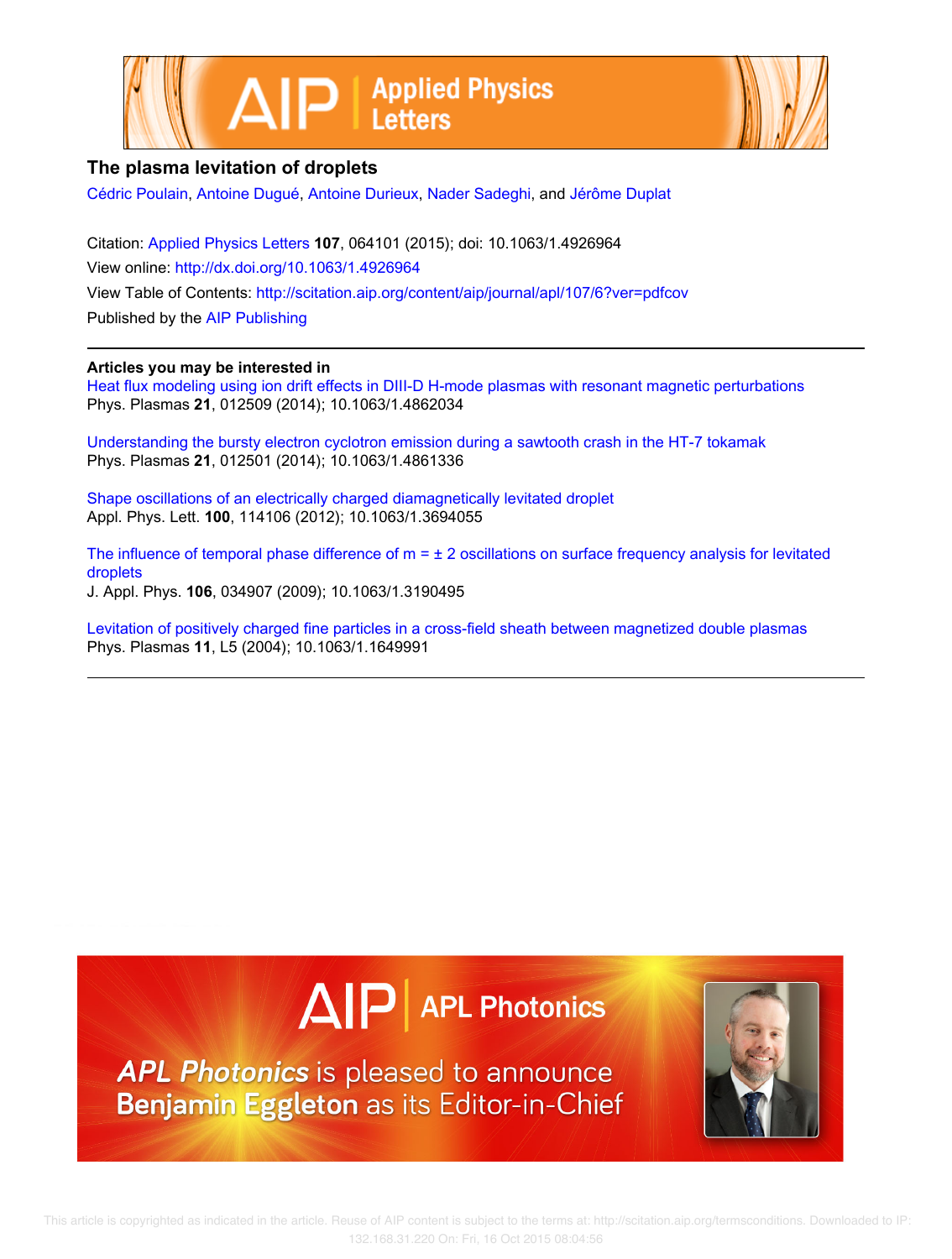# The plasma levitation of droplets

Cédric Poulain, Antoine Dugué, Antoine Durieux, Nader Sadeghi, and Jérôme Duplat

Citation: Applied Physics Letters **107**, 064101 (2015); doi: 10.1063/1.4926964

View online: http://dx.doi.org/10.1063/1.4926964

View Table of Contents: http://scitation.aip.org/content/aip/journal/apl/107/6?ver=pdfcov

Published by the AIP Publishing

**Articles you may be interested in**

Heat flux modeling using ion drift effects in DIII-D H-mode plasmas with resonant magnetic perturbations
Phys. Plasmas **21**, 012509 (2014); 10.1063/1.4862034

Understanding the bursty electron cyclotron emission during a sawtooth crash in the HT-7 tokamak
Phys. Plasmas **21**, 012501 (2014); 10.1063/1.4861336

Shape oscillations of an electrically charged diamagnetically levitated droplet
Appl. Phys. Lett. **100**, 114106 (2012); 10.1063/1.3694055

The influence of temporal phase difference of m = ± 2 oscillations on surface frequency analysis for levitated droplets
J. Appl. Phys. **106**, 034907 (2009); 10.1063/1.3190495

Levitation of positively charged fine particles in a cross-field sheath between magnetized double plasmas
Phys. Plasmas **11**, L5 (2004); 10.1063/1.1649991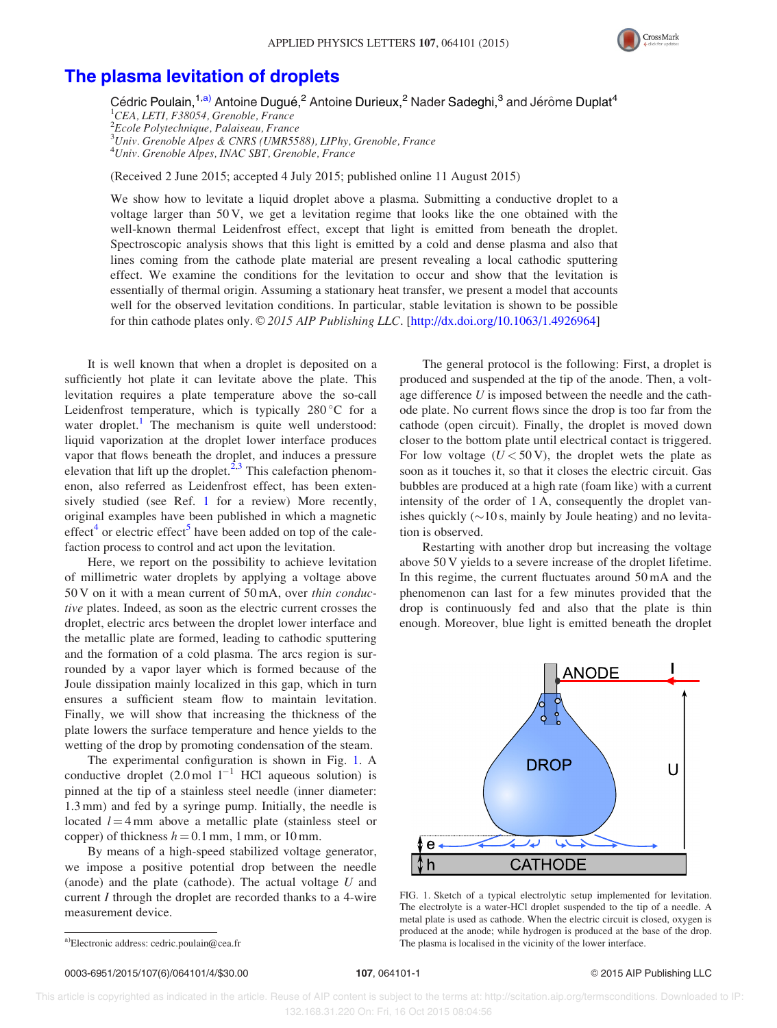# The plasma levitation of droplets

Cédric Poulain,[1,a)] Antoine Dugué,[2] Antoine Durieux,[2] Nader Sadeghi,[3] and Jérôme Duplat[4]

[1]*CEA, LETI, F38054, Grenoble, France*
[2]*Ecole Polytechnique, Palaiseau, France*
[3]*Univ. Grenoble Alpes & CNRS (UMR5588), LIPhy, Grenoble, France*
[4]*Univ. Grenoble Alpes, INAC SBT, Grenoble, France*

(Received 2 June 2015; accepted 4 July 2015; published online 11 August 2015)

We show how to levitate a liquid droplet above a plasma. Submitting a conductive droplet to a voltage larger than 50 V, we get a levitation regime that looks like the one obtained with the well-known thermal Leidenfrost effect, except that light is emitted from beneath the droplet. Spectroscopic analysis shows that this light is emitted by a cold and dense plasma and also that lines coming from the cathode plate material are present revealing a local cathodic sputtering effect. We examine the conditions for the levitation to occur and show that the levitation is essentially of thermal origin. Assuming a stationary heat transfer, we present a model that accounts well for the observed levitation conditions. In particular, stable levitation is shown to be possible for thin cathode plates only. © *2015 AIP Publishing LLC*. [http://dx.doi.org/10.1063/1.4926964]

It is well known that when a droplet is deposited on a sufficiently hot plate it can levitate above the plate. This levitation requires a plate temperature above the so-call Leidenfrost temperature, which is typically 280 °C for a water droplet.[1] The mechanism is quite well understood: liquid vaporization at the droplet lower interface produces vapor that flows beneath the droplet, and induces a pressure elevation that lift up the droplet.[2,3] This calefaction phenomenon, also referred as Leidenfrost effect, has been extensively studied (see Ref. 1 for a review) More recently, original examples have been published in which a magnetic effect[4] or electric effect[5] have been added on top of the calefaction process to control and act upon the levitation.

Here, we report on the possibility to achieve levitation of millimetric water droplets by applying a voltage above 50 V on it with a mean current of 50 mA, over *thin conductive* plates. Indeed, as soon as the electric current crosses the droplet, electric arcs between the droplet lower interface and the metallic plate are formed, leading to cathodic sputtering and the formation of a cold plasma. The arcs region is surrounded by a vapor layer which is formed because of the Joule dissipation mainly localized in this gap, which in turn ensures a sufficient steam flow to maintain levitation. Finally, we will show that increasing the thickness of the plate lowers the surface temperature and hence yields to the wetting of the drop by promoting condensation of the steam.

The experimental configuration is shown in Fig. 1. A conductive droplet (2.0 mol $l^{-1}$ HCl aqueous solution) is pinned at the tip of a stainless steel needle (inner diameter: 1.3 mm) and fed by a syringe pump. Initially, the needle is located $l = 4$ mm above a metallic plate (stainless steel or copper) of thickness $h = 0.1$ mm, 1 mm, or 10 mm.

By means of a high-speed stabilized voltage generator, we impose a positive potential drop between the needle (anode) and the plate (cathode). The actual voltage $U$ and current $I$ through the droplet are recorded thanks to a 4-wire measurement device.

The general protocol is the following: First, a droplet is produced and suspended at the tip of the anode. Then, a voltage difference $U$ is imposed between the needle and the cathode plate. No current flows since the drop is too far from the cathode (open circuit). Finally, the droplet is moved down closer to the bottom plate until electrical contact is triggered. For low voltage ($U < 50$ V), the droplet wets the plate as soon as it touches it, so that it closes the electric circuit. Gas bubbles are produced at a high rate (foam like) with a current intensity of the order of 1 A, consequently the droplet vanishes quickly (~10 s, mainly by Joule heating) and no levitation is observed.

Restarting with another drop but increasing the voltage above 50 V yields to a severe increase of the droplet lifetime. In this regime, the current fluctuates around 50 mA and the phenomenon can last for a few minutes provided that the drop is continuously fed and also that the plate is thin enough. Moreover, blue light is emitted beneath the droplet

FIG. 1. Sketch of a typical electrolytic setup implemented for levitation. The electrolyte is a water-HCl droplet suspended to the tip of a needle. A metal plate is used as cathode. When the electric circuit is closed, oxygen is produced at the anode; while hydrogen is produced at the base of the drop. The plasma is localised in the vicinity of the lower interface.

[a)]Electronic address: cedric.poulain@cea.fr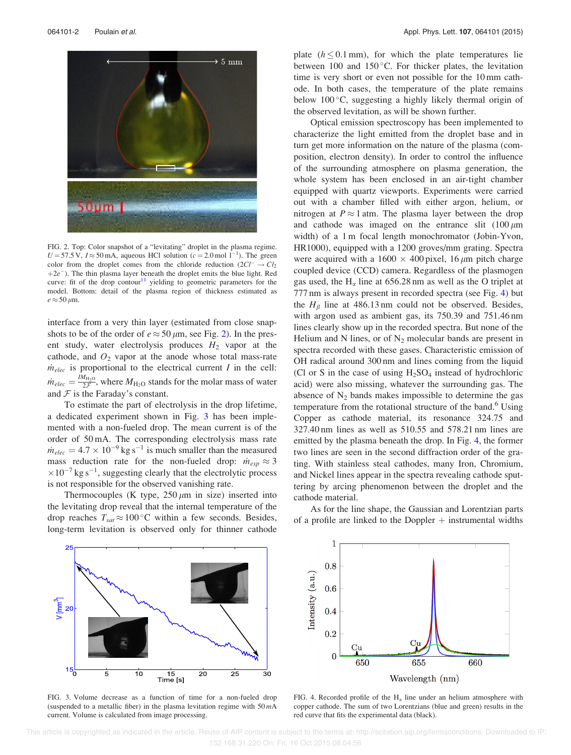FIG. 2. Top: Color snapshot of a "levitating" droplet in the plasma regime. $U = 57.5$ V, $I \approx 50$ mA, aqueous HCl solution ($c = 2.0$ mol l$^{-1}$). The green color from the droplet comes from the chloride reduction ($2Cl^- \rightarrow Cl_2 + 2e^-$). The thin plasma layer beneath the droplet emits the blue light. Red curve: fit of the drop contour[11] yielding to geometric parameters for the model. Bottom: detail of the plasma region of thickness estimated as $e \approx 50\,\mu$m.

interface from a very thin layer (estimated from close snapshots to be of the order of $e \approx 50\,\mu$m, see Fig. 2). In the present study, water electrolysis produces $H_2$ vapor at the cathode, and $O_2$ vapor at the anode whose total mass-rate $\dot{m}_{elec}$ is proportional to the electrical current $I$ in the cell: $\dot{m}_{elec} = \frac{I M_{H_2O}}{2\mathcal{F}}$, where $M_{H_2O}$ stands for the molar mass of water and $\mathcal{F}$ is the Faraday's constant.

To estimate the part of electrolysis in the drop lifetime, a dedicated experiment shown in Fig. 3 has been implemented with a non-fueled drop. The mean current is of the order of 50 mA. The corresponding electrolysis mass rate $\dot{m}_{elec} = 4.7 \times 10^{-9}$ kg s$^{-1}$ is much smaller than the measured mass reduction rate for the non-fueled drop: $\dot{m}_{exp} \approx 3 \times 10^{-7}$ kg s$^{-1}$, suggesting clearly that the electrolytic process is not responsible for the observed vanishing rate.

Thermocouples (K type, 250 $\mu$m in size) inserted into the levitating drop reveal that the internal temperature of the drop reaches $T_{sat} \approx 100\,°$C within a few seconds. Besides, long-term levitation is observed only for thinner cathode plate ($h \leq 0.1$ mm), for which the plate temperatures lie between 100 and 150 °C. For thicker plates, the levitation time is very short or even not possible for the 10 mm cathode. In both cases, the temperature of the plate remains below 100 °C, suggesting a highly likely thermal origin of the observed levitation, as will be shown further.

Optical emission spectroscopy has been implemented to characterize the light emitted from the droplet base and in turn get more information on the nature of the plasma (composition, electron density). In order to control the influence of the surrounding atmosphere on plasma generation, the whole system has been enclosed in an air-tight chamber equipped with quartz viewports. Experiments were carried out with a chamber filled with either argon, helium, or nitrogen at $P \approx 1$ atm. The plasma layer between the drop and cathode was imaged on the entrance slit (100 $\mu$m width) of a 1 m focal length monochromator (Jobin-Yvon, HR1000), equipped with a 1200 groves/mm grating. Spectra were acquired with a 1600 × 400 pixel, 16 $\mu$m pitch charge coupled device (CCD) camera. Regardless of the plasmogen gas used, the $H_\alpha$ line at 656.28 nm as well as the O triplet at 777 nm is always present in recorded spectra (see Fig. 4) but the $H_\beta$ line at 486.13 nm could not be observed. Besides, with argon used as ambient gas, its 750.39 and 751.46 nm lines clearly show up in the recorded spectra. But none of the Helium and N lines, or of $N_2$ molecular bands are present in spectra recorded with these gases. Characteristic emission of OH radical around 300 nm and lines coming from the liquid (Cl or S in the case of using $H_2SO_4$ instead of hydrochloric acid) were also missing, whatever the surrounding gas. The absence of $N_2$ bands makes impossible to determine the gas temperature from the rotational structure of the band.[6] Using Copper as cathode material, its resonance 324.75 and 327.40 nm lines as well as 510.55 and 578.21 nm lines are emitted by the plasma beneath the drop. In Fig. 4, the former two lines are seen in the second diffraction order of the grating. With stainless steal cathodes, many Iron, Chromium, and Nickel lines appear in the spectra revealing cathode sputtering by arcing phenomenon between the droplet and the cathode material.

As for the line shape, the Gaussian and Lorentzian parts of a profile are linked to the Doppler + instrumental widths

FIG. 3. Volume decrease as a function of time for a non-fueled drop (suspended to a metallic fiber) in the plasma levitation regime with 50 $mA$ current. Volume is calculated from image processing.

FIG. 4. Recorded profile of the $H_\alpha$ line under an helium atmosphere with copper cathode. The sum of two Lorentzians (blue and green) results in the red curve that fits the experimental data (black).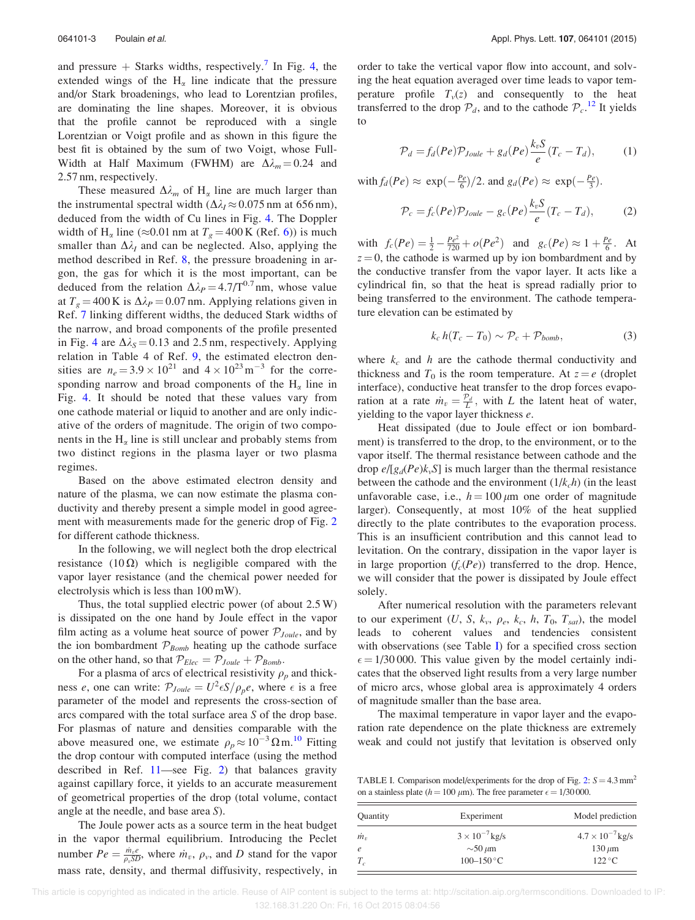and pressure + Starks widths, respectively.[7] In Fig. 4, the extended wings of the $H_\alpha$ line indicate that the pressure and/or Stark broadenings, who lead to Lorentzian profiles, are dominating the line shapes. Moreover, it is obvious that the profile cannot be reproduced with a single Lorentzian or Voigt profile and as shown in this figure the best fit is obtained by the sum of two Voigt, whose Full-Width at Half Maximum (FWHM) are $\Delta\lambda_m = 0.24$ and 2.57 nm, respectively.

These measured $\Delta\lambda_m$ of $H_\alpha$ line are much larger than the instrumental spectral width ($\Delta\lambda_I \approx 0.075$ nm at 656 nm), deduced from the width of Cu lines in Fig. 4. The Doppler width of $H_\alpha$ line ($\approx$0.01 nm at $T_g = 400$ K (Ref. 6)) is much smaller than $\Delta\lambda_I$ and can be neglected. Also, applying the method described in Ref. 8, the pressure broadening in argon, the gas for which it is the most important, can be deduced from the relation $\Delta\lambda_P = 4.7/T^{0.7}$ nm, whose value at $T_g = 400$ K is $\Delta\lambda_P = 0.07$ nm. Applying relations given in Ref. 7 linking different widths, the deduced Stark widths of the narrow, and broad components of the profile presented in Fig. 4 are $\Delta\lambda_S = 0.13$ and 2.5 nm, respectively. Applying relation in Table 4 of Ref. 9, the estimated electron densities are $n_e = 3.9 \times 10^{21}$ and $4 \times 10^{23}\,\mathrm{m}^{-3}$ for the corresponding narrow and broad components of the $H_\alpha$ line in Fig. 4. It should be noted that these values vary from one cathode material or liquid to another and are only indicative of the orders of magnitude. The origin of two components in the $H_\alpha$ line is still unclear and probably stems from two distinct regions in the plasma layer or two plasma regimes.

Based on the above estimated electron density and nature of the plasma, we can now estimate the plasma conductivity and thereby present a simple model in good agreement with measurements made for the generic drop of Fig. 2 for different cathode thickness.

In the following, we will neglect both the drop electrical resistance (10 Ω) which is negligible compared with the vapor layer resistance (and the chemical power needed for electrolysis which is less than 100 mW).

Thus, the total supplied electric power (of about 2.5 W) is dissipated on the one hand by Joule effect in the vapor film acting as a volume heat source of power $\mathcal{P}_{Joule}$, and by the ion bombardment $\mathcal{P}_{Bomb}$ heating up the cathode surface on the other hand, so that $\mathcal{P}_{Elec} = \mathcal{P}_{Joule} + \mathcal{P}_{Bomb}$.

For a plasma of arcs of electrical resistivity $\rho_p$ and thickness $e$, one can write: $\mathcal{P}_{Joule} = U^2\epsilon S/\rho_p e$, where $\epsilon$ is a free parameter of the model and represents the cross-section of arcs compared with the total surface area $S$ of the drop base. For plasmas of nature and densities comparable with the above measured one, we estimate $\rho_p \approx 10^{-3}\,\Omega\,\mathrm{m}$.[10] Fitting the drop contour with computed interface (using the method described in Ref. 11—see Fig. 2) that balances gravity against capillary force, it yields to an accurate measurement of geometrical properties of the drop (total volume, contact angle at the needle, and base area $S$).

The Joule power acts as a source term in the heat budget in the vapor thermal equilibrium. Introducing the Peclet number $Pe = \frac{\dot{m}_v e}{\rho_v S D}$, where $\dot{m}_v$, $\rho_v$, and $D$ stand for the vapor mass rate, density, and thermal diffusivity, respectively, in order to take the vertical vapor flow into account, and solving the heat equation averaged over time leads to vapor temperature profile $T_v(z)$ and consequently to the heat transferred to the drop $\mathcal{P}_d$, and to the cathode $\mathcal{P}_c$.[12] It yields to

$$\mathcal{P}_d = f_d(Pe)\mathcal{P}_{Joule} + g_d(Pe)\frac{k_v S}{e}(T_c - T_d), \qquad (1)$$

with $f_d(Pe) \approx \exp(-\frac{Pe}{6})/2.$ and $g_d(Pe) \approx \exp(-\frac{Pe}{3})$.

$$\mathcal{P}_c = f_c(Pe)\mathcal{P}_{Joule} - g_c(Pe)\frac{k_v S}{e}(T_c - T_d), \qquad (2)$$

with $f_c(Pe) = \frac{1}{2} - \frac{Pe^2}{720} + o(Pe^2)$ and $g_c(Pe) \approx 1 + \frac{Pe}{6}$. At $z = 0$, the cathode is warmed up by ion bombardment and by the conductive transfer from the vapor layer. It acts like a cylindrical fin, so that the heat is spread radially prior to being transferred to the environment. The cathode temperature elevation can be estimated by

$$k_c\, h(T_c - T_0) \sim \mathcal{P}_c + \mathcal{P}_{bomb}, \qquad (3)$$

where $k_c$ and $h$ are the cathode thermal conductivity and thickness and $T_0$ is the room temperature. At $z = e$ (droplet interface), conductive heat transfer to the drop forces evaporation at a rate $\dot{m}_v = \frac{\mathcal{P}_d}{L}$, with $L$ the latent heat of water, yielding to the vapor layer thickness $e$.

Heat dissipated (due to Joule effect or ion bombardment) is transferred to the drop, to the environment, or to the vapor itself. The thermal resistance between cathode and the drop $e/[g_d(Pe)k_v S]$ is much larger than the thermal resistance between the cathode and the environment $(1/k_c h)$ (in the least unfavorable case, i.e., $h = 100\,\mu$m one order of magnitude larger). Consequently, at most 10% of the heat supplied directly to the plate contributes to the evaporation process. This is an insufficient contribution and this cannot lead to levitation. On the contrary, dissipation in the vapor layer is in large proportion ($f_c(Pe)$) transferred to the drop. Hence, we will consider that the power is dissipated by Joule effect solely.

After numerical resolution with the parameters relevant to our experiment ($U$, $S$, $k_v$, $\rho_e$, $k_c$, $h$, $T_0$, $T_{sat}$), the model leads to coherent values and tendencies consistent with observations (see Table I) for a specified cross section $\epsilon = 1/30\,000$. This value given by the model certainly indicates that the observed light results from a very large number of micro arcs, whose global area is approximately 4 orders of magnitude smaller than the base area.

The maximal temperature in vapor layer and the evaporation rate dependence on the plate thickness are extremely weak and could not justify that levitation is observed only

TABLE I. Comparison model/experiments for the drop of Fig. 2: $S = 4.3\,\mathrm{mm}^2$ on a stainless plate ($h = 100\,\mu$m). The free parameter $\epsilon = 1/30\,000$.

| Quantity | Experiment | Model prediction |
|---|---|---|
| $\dot{m}_v$ | $3 \times 10^{-7}$ kg/s | $4.7 \times 10^{-7}$ kg/s |
| $e$ | $\sim$50 $\mu$m | 130 $\mu$m |
| $T_c$ | 100–150 °C | 122 °C |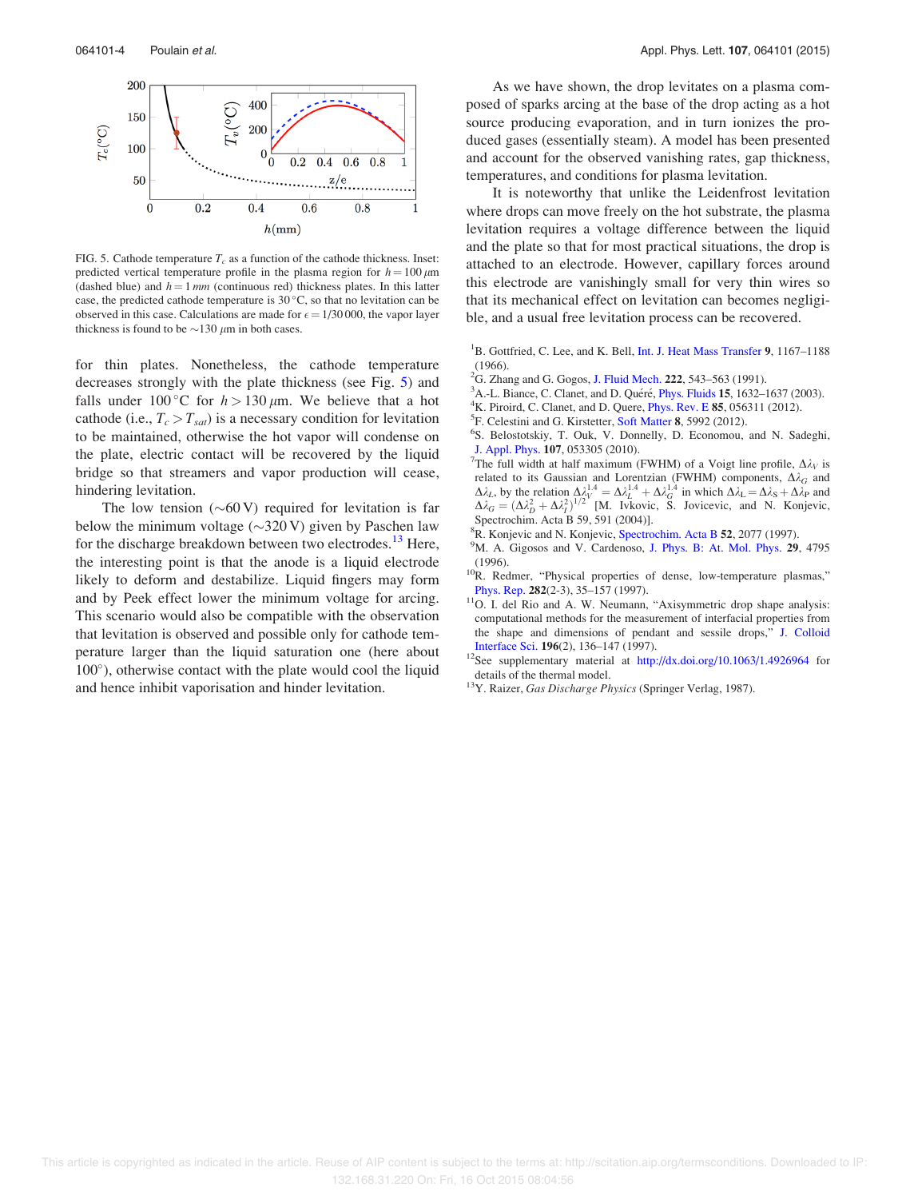200

150

$T_c$(°C)

100

50

0 0.2 0.4 0.6 0.8 1

$h$(mm)

400

$T_v$(°C)

200

0

0 0.2 0.4 0.6 0.8 1

z/e

FIG. 5. Cathode temperature $T_c$ as a function of the cathode thickness. Inset: predicted vertical temperature profile in the plasma region for $h = 100\,\mu$m (dashed blue) and $h = 1\,mm$ (continuous red) thickness plates. In this latter case, the predicted cathode temperature is 30 °C, so that no levitation can be observed in this case. Calculations are made for $\epsilon = 1/30\,000$, the vapor layer thickness is found to be $\sim 130\,\mu$m in both cases.

for thin plates. Nonetheless, the cathode temperature decreases strongly with the plate thickness (see Fig. 5) and falls under 100 °C for $h > 130\,\mu$m. We believe that a hot cathode (i.e., $T_c > T_{sat}$) is a necessary condition for levitation to be maintained, otherwise the hot vapor will condense on the plate, electric contact will be recovered by the liquid bridge so that streamers and vapor production will cease, hindering levitation.

The low tension ($\sim$60 V) required for levitation is far below the minimum voltage ($\sim$320 V) given by Paschen law for the discharge breakdown between two electrodes.[13] Here, the interesting point is that the anode is a liquid electrode likely to deform and destabilize. Liquid fingers may form and by Peek effect lower the minimum voltage for arcing. This scenario would also be compatible with the observation that levitation is observed and possible only for cathode temperature larger than the liquid saturation one (here about 100°), otherwise contact with the plate would cool the liquid and hence inhibit vaporisation and hinder levitation.

As we have shown, the drop levitates on a plasma composed of sparks arcing at the base of the drop acting as a hot source producing evaporation, and in turn ionizes the produced gases (essentially steam). A model has been presented and account for the observed vanishing rates, gap thickness, temperatures, and conditions for plasma levitation.

It is noteworthy that unlike the Leidenfrost levitation where drops can move freely on the hot substrate, the plasma levitation requires a voltage difference between the liquid and the plate so that for most practical situations, the drop is attached to an electrode. However, capillary forces around this electrode are vanishingly small for very thin wires so that its mechanical effect on levitation can becomes negligible, and a usual free levitation process can be recovered.

[1] B. Gottfried, C. Lee, and K. Bell, Int. J. Heat Mass Transfer **9**, 1167–1188 (1966).

[2] G. Zhang and G. Gogos, J. Fluid Mech. **222**, 543–563 (1991).

[3] A.-L. Biance, C. Clanet, and D. Quéré, Phys. Fluids **15**, 1632–1637 (2003).

[4] K. Piroird, C. Clanet, and D. Quere, Phys. Rev. E **85**, 056311 (2012).

[5] F. Celestini and G. Kirstetter, Soft Matter **8**, 5992 (2012).

[6] S. Belostotskiy, T. Ouk, V. Donnelly, D. Economou, and N. Sadeghi, J. Appl. Phys. **107**, 053305 (2010).

[7] The full width at half maximum (FWHM) of a Voigt line profile, $\Delta\lambda_V$ is related to its Gaussian and Lorentzian (FWHM) components, $\Delta\lambda_G$ and $\Delta\lambda_L$, by the relation $\Delta\lambda_V^{1.4} = \Delta\lambda_L^{1.4} + \Delta\lambda_G^{1.4}$ in which $\Delta\lambda_L = \Delta\lambda_S + \Delta\lambda_P$ and $\Delta\lambda_G = (\Delta\lambda_D^2 + \Delta\lambda_I^2)^{1/2}$ [M. Ivkovic, S. Jovicevic, and N. Konjevic, Spectrochim. Acta B 59, 591 (2004)].

[8] R. Konjevic and N. Konjevic, Spectrochim. Acta B **52**, 2077 (1997).

[9] M. A. Gigosos and V. Cardenoso, J. Phys. B: At. Mol. Phys. **29**, 4795 (1996).

[10] R. Redmer, "Physical properties of dense, low-temperature plasmas," Phys. Rep. **282**(2-3), 35–157 (1997).

[11] O. I. del Rio and A. W. Neumann, "Axisymmetric drop shape analysis: computational methods for the measurement of interfacial properties from the shape and dimensions of pendant and sessile drops," J. Colloid Interface Sci. **196**(2), 136–147 (1997).

[12] See supplementary material at http://dx.doi.org/10.1063/1.4926964 for details of the thermal model.

[13] Y. Raizer, *Gas Discharge Physics* (Springer Verlag, 1987).